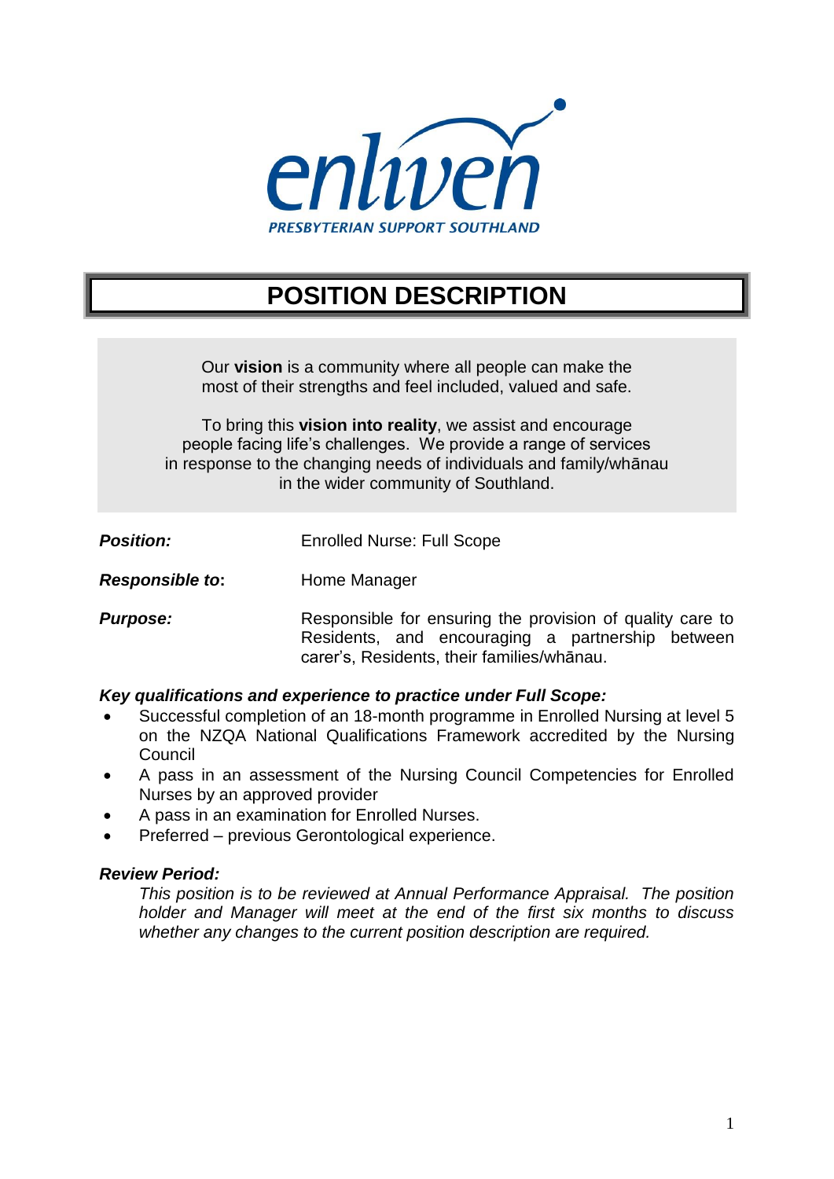enliven

PRESBYTERIAN SUPPORT SOUTHLAND

# POSITION DESCRIPTION

Our **vision** is a community where all people can make the most of their strengths and feel included, valued and safe.

To bring this **vision into reality**, we assist and encourage people facing life's challenges. We provide a range of services in response to the changing needs of individuals and family/whānau in the wider community of Southland.

***Position:*** Enrolled Nurse: Full Scope

***Responsible to*:** Home Manager

***Purpose:*** Responsible for ensuring the provision of quality care to Residents, and encouraging a partnership between carer's, Residents, their families/whānau.

***Key qualifications and experience to practice under Full Scope:***

- Successful completion of an 18-month programme in Enrolled Nursing at level 5 on the NZQA National Qualifications Framework accredited by the Nursing Council
- A pass in an assessment of the Nursing Council Competencies for Enrolled Nurses by an approved provider
- A pass in an examination for Enrolled Nurses.
- Preferred – previous Gerontological experience.

***Review Period:***

*This position is to be reviewed at Annual Performance Appraisal. The position holder and Manager will meet at the end of the first six months to discuss whether any changes to the current position description are required.*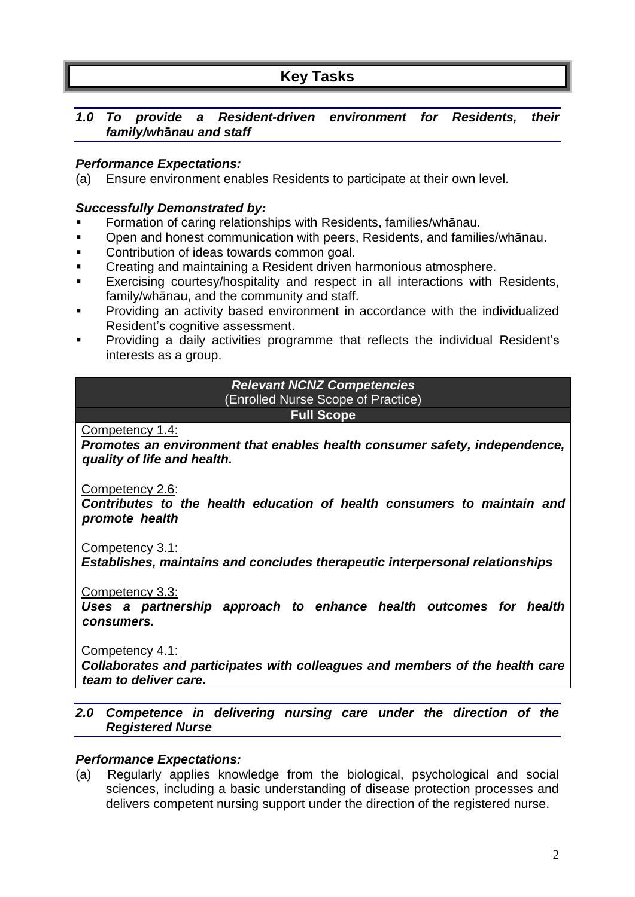# Key Tasks

## *1.0 To provide a Resident-driven environment for Residents, their family/whānau and staff*

***Performance Expectations:***

(a) Ensure environment enables Residents to participate at their own level.

***Successfully Demonstrated by:***

- Formation of caring relationships with Residents, families/whānau.
- Open and honest communication with peers, Residents, and families/whānau.
- Contribution of ideas towards common goal.
- Creating and maintaining a Resident driven harmonious atmosphere.
- Exercising courtesy/hospitality and respect in all interactions with Residents, family/whānau, and the community and staff.
- Providing an activity based environment in accordance with the individualized Resident's cognitive assessment.
- Providing a daily activities programme that reflects the individual Resident's interests as a group.

| ***Relevant NCNZ Competencies*** (Enrolled Nurse Scope of Practice) **Full Scope** |
|---|
| Competency 1.4: ***Promotes an environment that enables health consumer safety, independence, quality of life and health.*** <br><br> Competency 2.6: ***Contributes to the health education of health consumers to maintain and promote health*** <br><br> Competency 3.1: ***Establishes, maintains and concludes therapeutic interpersonal relationships*** <br><br> Competency 3.3: ***Uses a partnership approach to enhance health outcomes for health consumers.*** <br><br> Competency 4.1: ***Collaborates and participates with colleagues and members of the health care team to deliver care.*** |

## *2.0 Competence in delivering nursing care under the direction of the Registered Nurse*

***Performance Expectations:***

(a) Regularly applies knowledge from the biological, psychological and social sciences, including a basic understanding of disease protection processes and delivers competent nursing support under the direction of the registered nurse.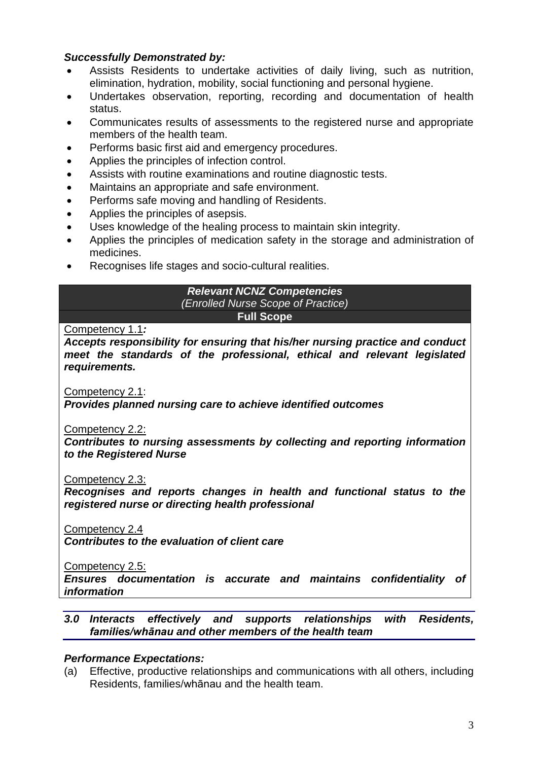***Successfully Demonstrated by:***

- Assists Residents to undertake activities of daily living, such as nutrition, elimination, hydration, mobility, social functioning and personal hygiene.
- Undertakes observation, reporting, recording and documentation of health status.
- Communicates results of assessments to the registered nurse and appropriate members of the health team.
- Performs basic first aid and emergency procedures.
- Applies the principles of infection control.
- Assists with routine examinations and routine diagnostic tests.
- Maintains an appropriate and safe environment.
- Performs safe moving and handling of Residents.
- Applies the principles of asepsis.
- Uses knowledge of the healing process to maintain skin integrity.
- Applies the principles of medication safety in the storage and administration of medicines.
- Recognises life stages and socio-cultural realities.

| ***Relevant NCNZ Competencies*** *(Enrolled Nurse Scope of Practice)* **Full Scope** |
|---|
| Competency 1.1***:*** ***Accepts responsibility for ensuring that his/her nursing practice and conduct meet the standards of the professional, ethical and relevant legislated requirements.*** <br><br> Competency 2.1: ***Provides planned nursing care to achieve identified outcomes*** <br><br> Competency 2.2: ***Contributes to nursing assessments by collecting and reporting information to the Registered Nurse*** <br><br> Competency 2.3: ***Recognises and reports changes in health and functional status to the registered nurse or directing health professional*** <br><br> Competency 2.4 ***Contributes to the evaluation of client care*** <br><br> Competency 2.5: ***Ensures documentation is accurate and maintains confidentiality of information*** |

### *3.0 Interacts effectively and supports relationships with Residents, families/whānau and other members of the health team*

***Performance Expectations:***

(a) Effective, productive relationships and communications with all others, including Residents, families/whānau and the health team.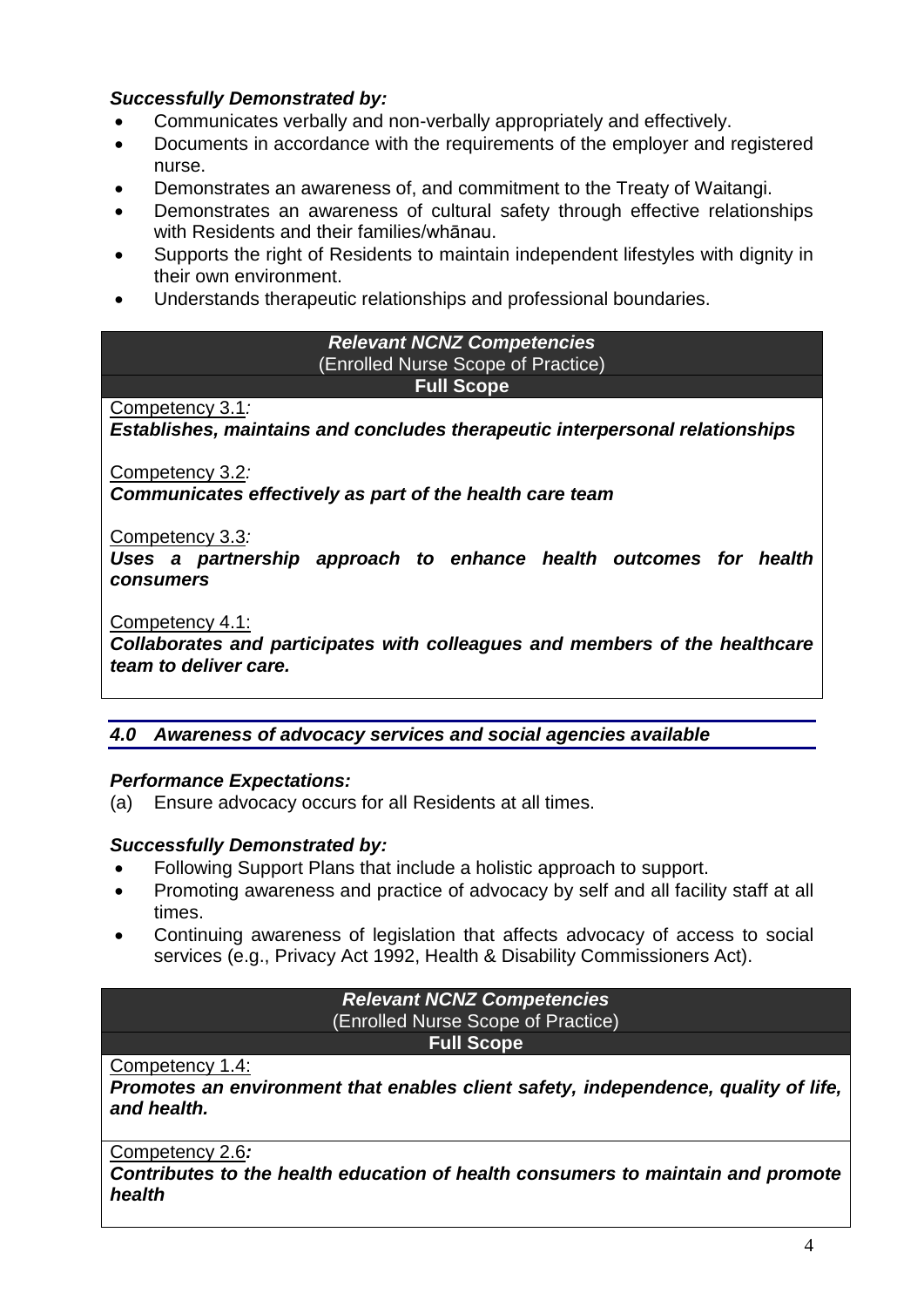***Successfully Demonstrated by:***

- Communicates verbally and non-verbally appropriately and effectively.
- Documents in accordance with the requirements of the employer and registered nurse.
- Demonstrates an awareness of, and commitment to the Treaty of Waitangi.
- Demonstrates an awareness of cultural safety through effective relationships with Residents and their families/whānau.
- Supports the right of Residents to maintain independent lifestyles with dignity in their own environment.
- Understands therapeutic relationships and professional boundaries.

| ***Relevant NCNZ Competencies*** (Enrolled Nurse Scope of Practice) |
|---|
| **Full Scope** |
| Competency 3.1: ***Establishes, maintains and concludes therapeutic interpersonal relationships*** <br><br> Competency 3.2: ***Communicates effectively as part of the health care team*** <br><br> Competency 3.3: ***Uses a partnership approach to enhance health outcomes for health consumers*** <br><br> Competency 4.1: ***Collaborates and participates with colleagues and members of the healthcare team to deliver care.*** |

### *4.0 Awareness of advocacy services and social agencies available*

***Performance Expectations:***

(a) Ensure advocacy occurs for all Residents at all times.

***Successfully Demonstrated by:***

- Following Support Plans that include a holistic approach to support.
- Promoting awareness and practice of advocacy by self and all facility staff at all times.
- Continuing awareness of legislation that affects advocacy of access to social services (e.g., Privacy Act 1992, Health & Disability Commissioners Act).

| ***Relevant NCNZ Competencies*** (Enrolled Nurse Scope of Practice) |
|---|
| **Full Scope** |
| Competency 1.4: ***Promotes an environment that enables client safety, independence, quality of life, and health.*** |
| Competency 2.6: ***Contributes to the health education of health consumers to maintain and promote health*** |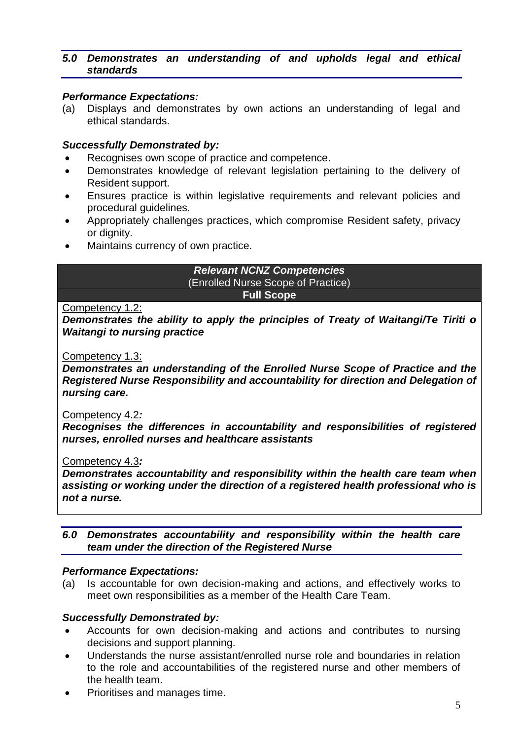### *5.0 Demonstrates an understanding of and upholds legal and ethical standards*

***Performance Expectations:***

(a) Displays and demonstrates by own actions an understanding of legal and ethical standards.

***Successfully Demonstrated by:***

- Recognises own scope of practice and competence.
- Demonstrates knowledge of relevant legislation pertaining to the delivery of Resident support.
- Ensures practice is within legislative requirements and relevant policies and procedural guidelines.
- Appropriately challenges practices, which compromise Resident safety, privacy or dignity.
- Maintains currency of own practice.

| ***Relevant NCNZ Competencies***<br>(Enrolled Nurse Scope of Practice)<br>**Full Scope** |
|---|
| Competency 1.2:<br>***Demonstrates the ability to apply the principles of Treaty of Waitangi/Te Tiriti o Waitangi to nursing practice*** |
| Competency 1.3:<br>***Demonstrates an understanding of the Enrolled Nurse Scope of Practice and the Registered Nurse Responsibility and accountability for direction and Delegation of nursing care.*** |
| Competency 4.2***:***<br>***Recognises the differences in accountability and responsibilities of registered nurses, enrolled nurses and healthcare assistants*** |
| Competency 4.3***:***<br>***Demonstrates accountability and responsibility within the health care team when assisting or working under the direction of a registered health professional who is not a nurse.*** |

### *6.0 Demonstrates accountability and responsibility within the health care team under the direction of the Registered Nurse*

***Performance Expectations:***

(a) Is accountable for own decision-making and actions, and effectively works to meet own responsibilities as a member of the Health Care Team.

***Successfully Demonstrated by:***

- Accounts for own decision-making and actions and contributes to nursing decisions and support planning.
- Understands the nurse assistant/enrolled nurse role and boundaries in relation to the role and accountabilities of the registered nurse and other members of the health team.
- Prioritises and manages time.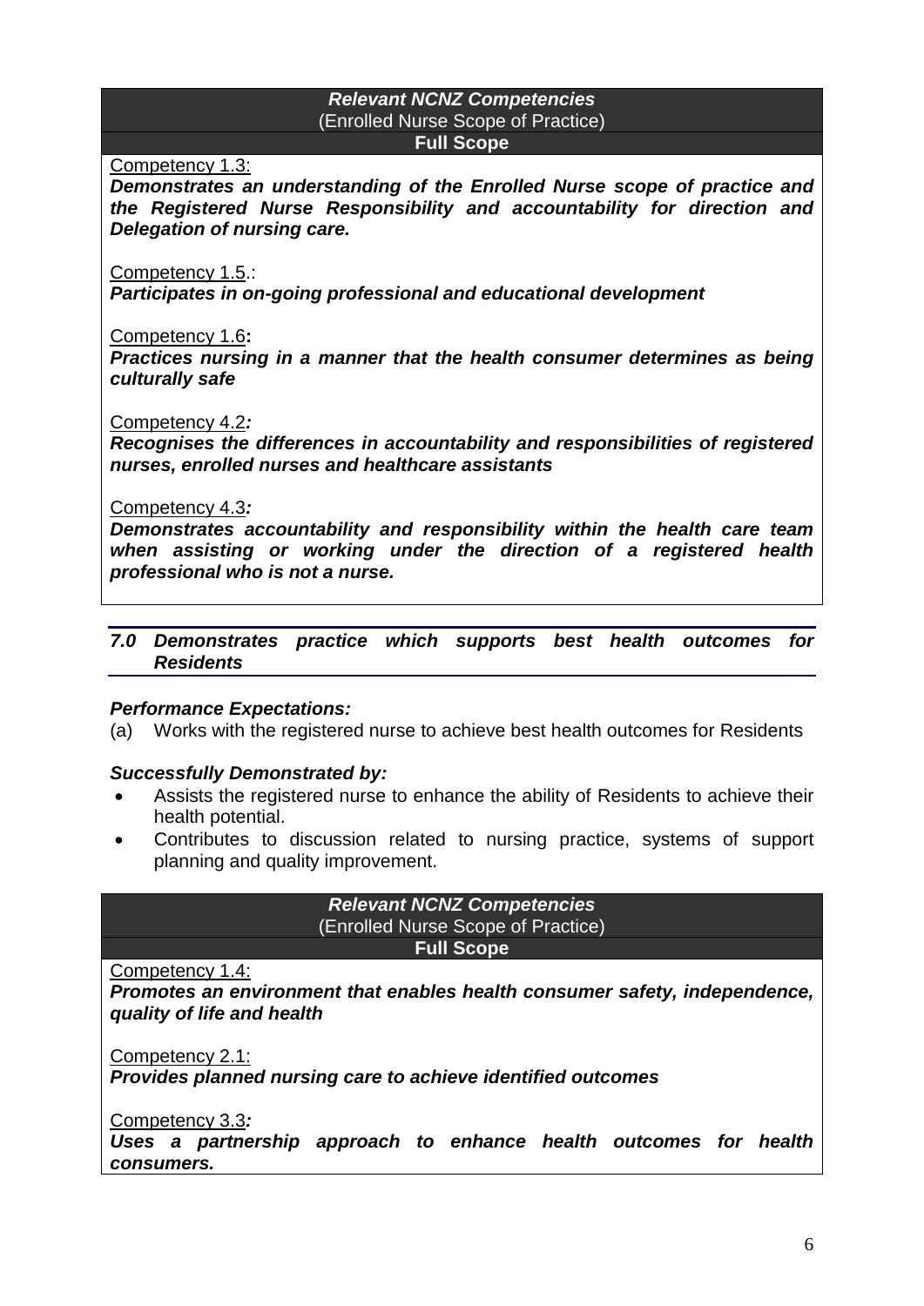| ***Relevant NCNZ Competencies*** (Enrolled Nurse Scope of Practice) **Full Scope** |
|---|
| Competency 1.3: ***Demonstrates an understanding of the Enrolled Nurse scope of practice and the Registered Nurse Responsibility and accountability for direction and Delegation of nursing care.*** <br><br> Competency 1.5.: ***Participates in on-going professional and educational development*** <br><br> Competency 1.6**:** ***Practices nursing in a manner that the health consumer determines as being culturally safe*** <br><br> Competency 4.2***:*** ***Recognises the differences in accountability and responsibilities of registered nurses, enrolled nurses and healthcare assistants*** <br><br> Competency 4.3***:*** ***Demonstrates accountability and responsibility within the health care team when assisting or working under the direction of a registered health professional who is not a nurse.*** |

### *7.0 Demonstrates practice which supports best health outcomes for Residents*

***Performance Expectations:***

(a) Works with the registered nurse to achieve best health outcomes for Residents

***Successfully Demonstrated by:***

- Assists the registered nurse to enhance the ability of Residents to achieve their health potential.
- Contributes to discussion related to nursing practice, systems of support planning and quality improvement.

| ***Relevant NCNZ Competencies*** (Enrolled Nurse Scope of Practice) **Full Scope** |
|---|
| Competency 1.4: ***Promotes an environment that enables health consumer safety, independence, quality of life and health*** <br><br> Competency 2.1: ***Provides planned nursing care to achieve identified outcomes*** <br><br> Competency 3.3***:*** ***Uses a partnership approach to enhance health outcomes for health consumers.*** |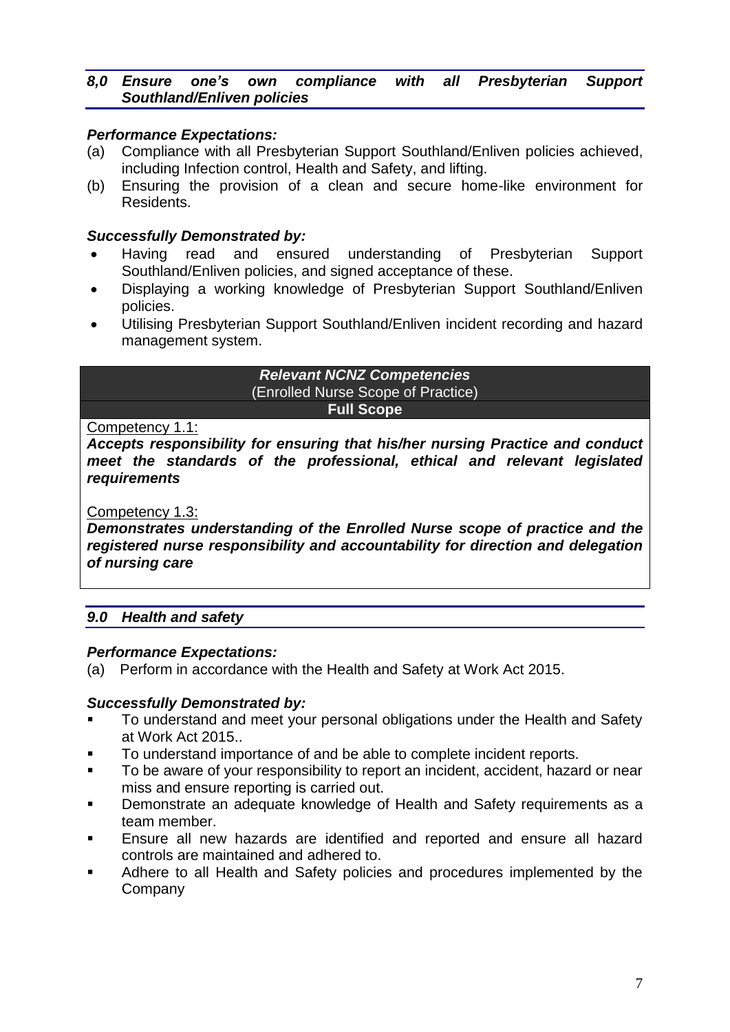### *8,0 Ensure one's own compliance with all Presbyterian Support Southland/Enliven policies*

***Performance Expectations:***

(a) Compliance with all Presbyterian Support Southland/Enliven policies achieved, including Infection control, Health and Safety, and lifting.

(b) Ensuring the provision of a clean and secure home-like environment for Residents.

***Successfully Demonstrated by:***

- Having read and ensured understanding of Presbyterian Support Southland/Enliven policies, and signed acceptance of these.
- Displaying a working knowledge of Presbyterian Support Southland/Enliven policies.
- Utilising Presbyterian Support Southland/Enliven incident recording and hazard management system.

| ***Relevant NCNZ Competencies*** (Enrolled Nurse Scope of Practice) **Full Scope** |
|---|
| Competency 1.1: ***Accepts responsibility for ensuring that his/her nursing Practice and conduct meet the standards of the professional, ethical and relevant legislated requirements*** |
| Competency 1.3: ***Demonstrates understanding of the Enrolled Nurse scope of practice and the registered nurse responsibility and accountability for direction and delegation of nursing care*** |

### *9.0 Health and safety*

***Performance Expectations:***

(a) Perform in accordance with the Health and Safety at Work Act 2015.

***Successfully Demonstrated by:***

- To understand and meet your personal obligations under the Health and Safety at Work Act 2015..
- To understand importance of and be able to complete incident reports.
- To be aware of your responsibility to report an incident, accident, hazard or near miss and ensure reporting is carried out.
- Demonstrate an adequate knowledge of Health and Safety requirements as a team member.
- Ensure all new hazards are identified and reported and ensure all hazard controls are maintained and adhered to.
- Adhere to all Health and Safety policies and procedures implemented by the Company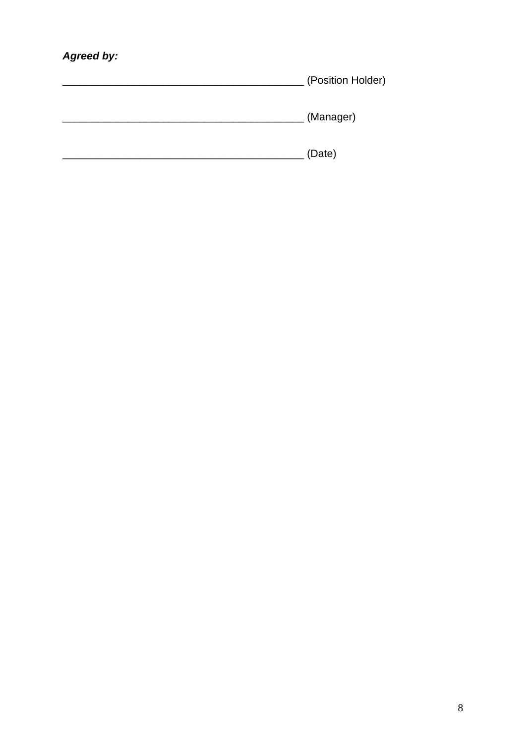***Agreed by:***

_________________________________________ (Position Holder)

_________________________________________ (Manager)

_________________________________________ (Date)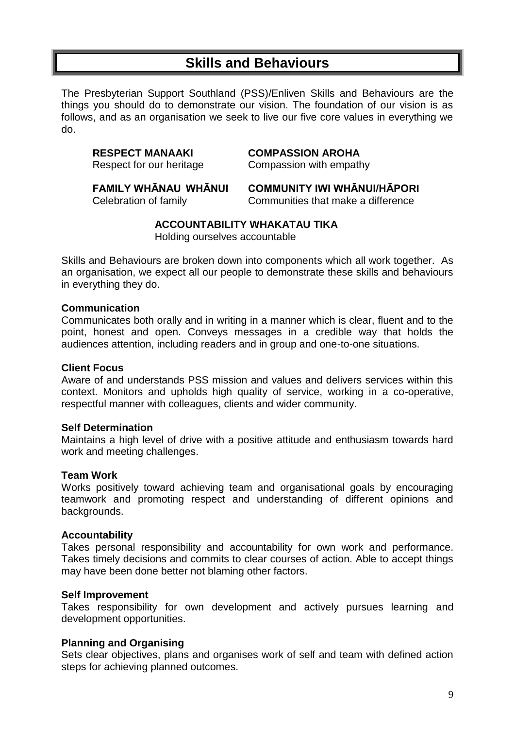## Skills and Behaviours

The Presbyterian Support Southland (PSS)/Enliven Skills and Behaviours are the things you should do to demonstrate our vision. The foundation of our vision is as follows, and as an organisation we seek to live our five core values in everything we do.

**RESPECT MANAAKI**
Respect for our heritage

**COMPASSION AROHA**
Compassion with empathy

**FAMILY WHĀNAU WHĀNUI**
Celebration of family

**COMMUNITY IWI WHĀNUI/HĀPORI**
Communities that make a difference

**ACCOUNTABILITY WHAKATAU TIKA**
Holding ourselves accountable

Skills and Behaviours are broken down into components which all work together. As an organisation, we expect all our people to demonstrate these skills and behaviours in everything they do.

**Communication**
Communicates both orally and in writing in a manner which is clear, fluent and to the point, honest and open. Conveys messages in a credible way that holds the audiences attention, including readers and in group and one-to-one situations.

**Client Focus**
Aware of and understands PSS mission and values and delivers services within this context. Monitors and upholds high quality of service, working in a co-operative, respectful manner with colleagues, clients and wider community.

**Self Determination**
Maintains a high level of drive with a positive attitude and enthusiasm towards hard work and meeting challenges.

**Team Work**
Works positively toward achieving team and organisational goals by encouraging teamwork and promoting respect and understanding of different opinions and backgrounds.

**Accountability**
Takes personal responsibility and accountability for own work and performance. Takes timely decisions and commits to clear courses of action. Able to accept things may have been done better not blaming other factors.

**Self Improvement**
Takes responsibility for own development and actively pursues learning and development opportunities.

**Planning and Organising**
Sets clear objectives, plans and organises work of self and team with defined action steps for achieving planned outcomes.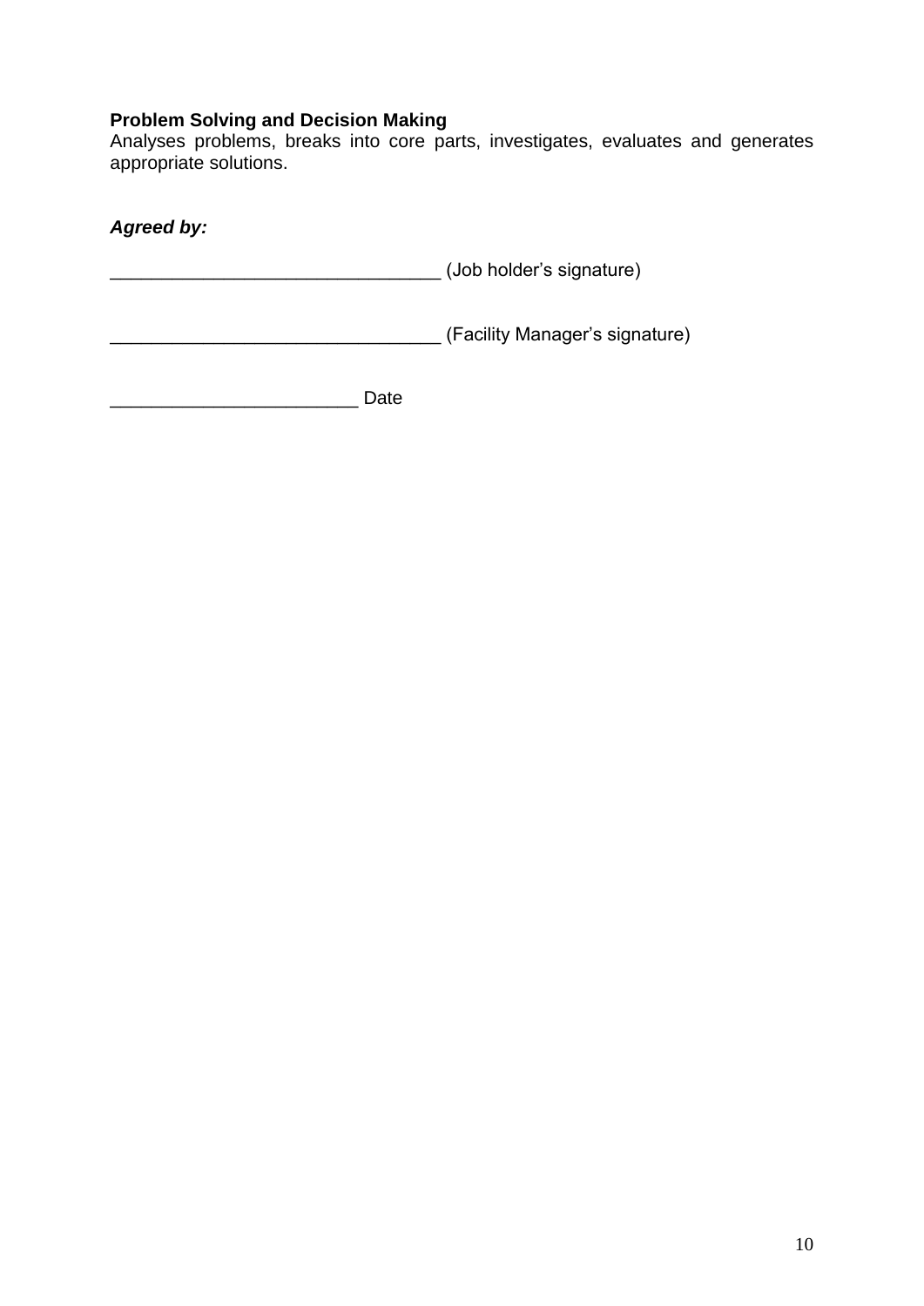**Problem Solving and Decision Making**
Analyses problems, breaks into core parts, investigates, evaluates and generates appropriate solutions.

***Agreed by:***

________________________________ (Job holder's signature)

________________________________ (Facility Manager's signature)

________________________ Date